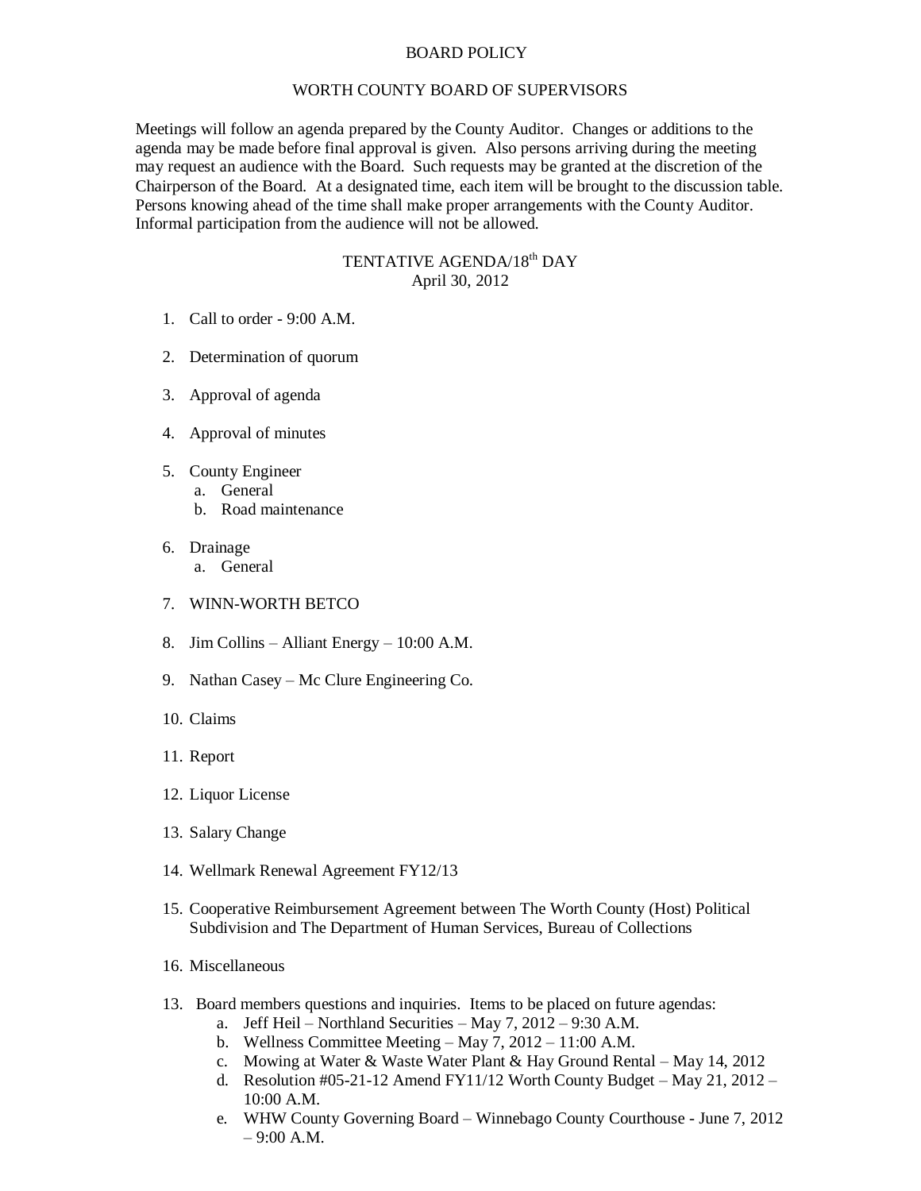# BOARD POLICY

## WORTH COUNTY BOARD OF SUPERVISORS

Meetings will follow an agenda prepared by the County Auditor. Changes or additions to the agenda may be made before final approval is given. Also persons arriving during the meeting may request an audience with the Board. Such requests may be granted at the discretion of the Chairperson of the Board. At a designated time, each item will be brought to the discussion table. Persons knowing ahead of the time shall make proper arrangements with the County Auditor. Informal participation from the audience will not be allowed.

## TENTATIVE AGENDA/18th DAY

April 30, 2012

1. Call to order - 9:00 A.M.

2. Determination of quorum

3. Approval of agenda

4. Approval of minutes

5. County Engineer
   a. General
   b. Road maintenance

6. Drainage
   a. General

7. WINN-WORTH BETCO

8. Jim Collins – Alliant Energy – 10:00 A.M.

9. Nathan Casey – Mc Clure Engineering Co.

10. Claims

11. Report

12. Liquor License

13. Salary Change

14. Wellmark Renewal Agreement FY12/13

15. Cooperative Reimbursement Agreement between The Worth County (Host) Political Subdivision and The Department of Human Services, Bureau of Collections

16. Miscellaneous

13. Board members questions and inquiries. Items to be placed on future agendas:
    a. Jeff Heil – Northland Securities – May 7, 2012 – 9:30 A.M.
    b. Wellness Committee Meeting – May 7, 2012 – 11:00 A.M.
    c. Mowing at Water & Waste Water Plant & Hay Ground Rental – May 14, 2012
    d. Resolution #05-21-12 Amend FY11/12 Worth County Budget – May 21, 2012 – 10:00 A.M.
    e. WHW County Governing Board – Winnebago County Courthouse - June 7, 2012 – 9:00 A.M.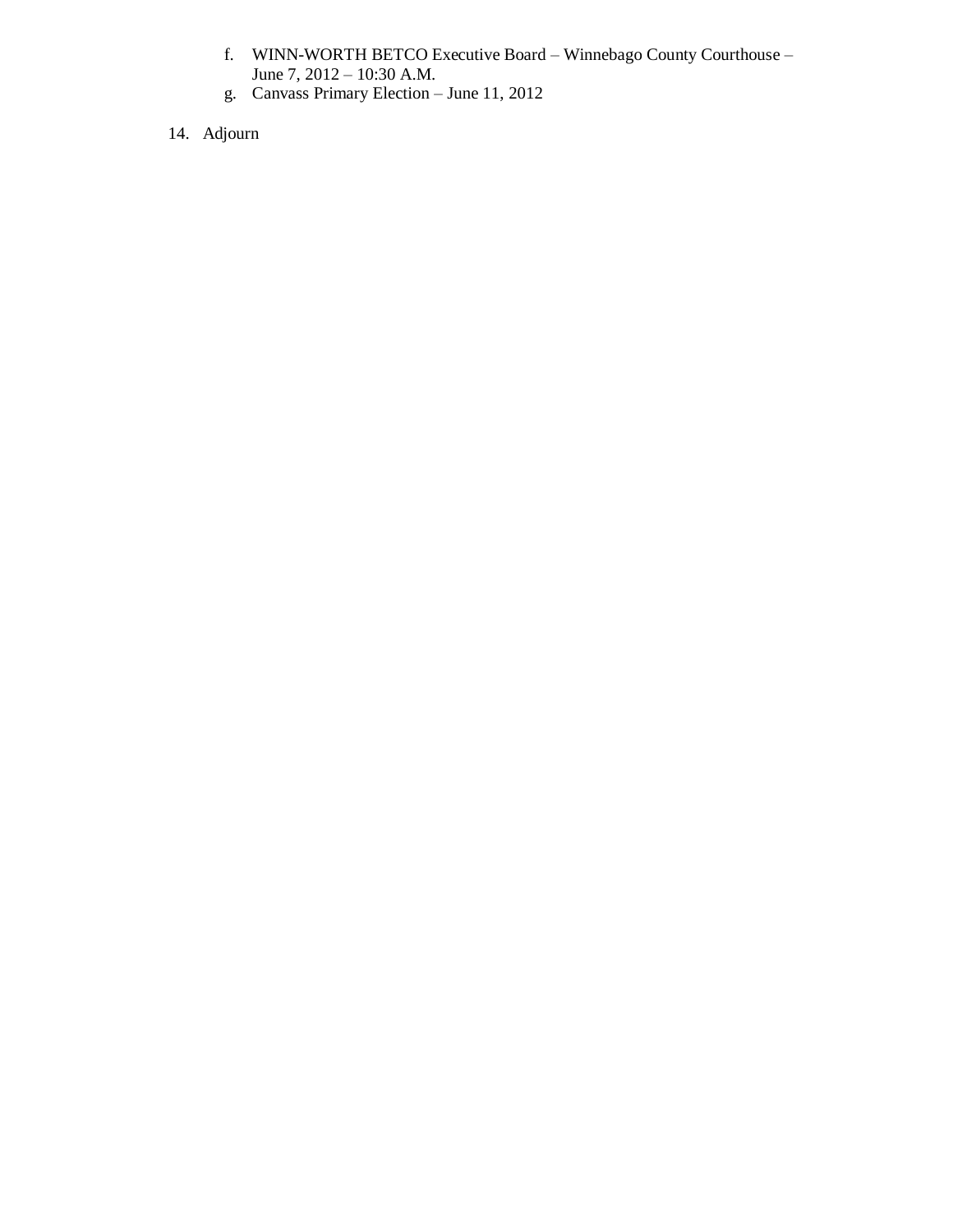f. WINN-WORTH BETCO Executive Board – Winnebago County Courthouse – June 7, 2012 – 10:30 A.M.
g. Canvass Primary Election – June 11, 2012

14. Adjourn